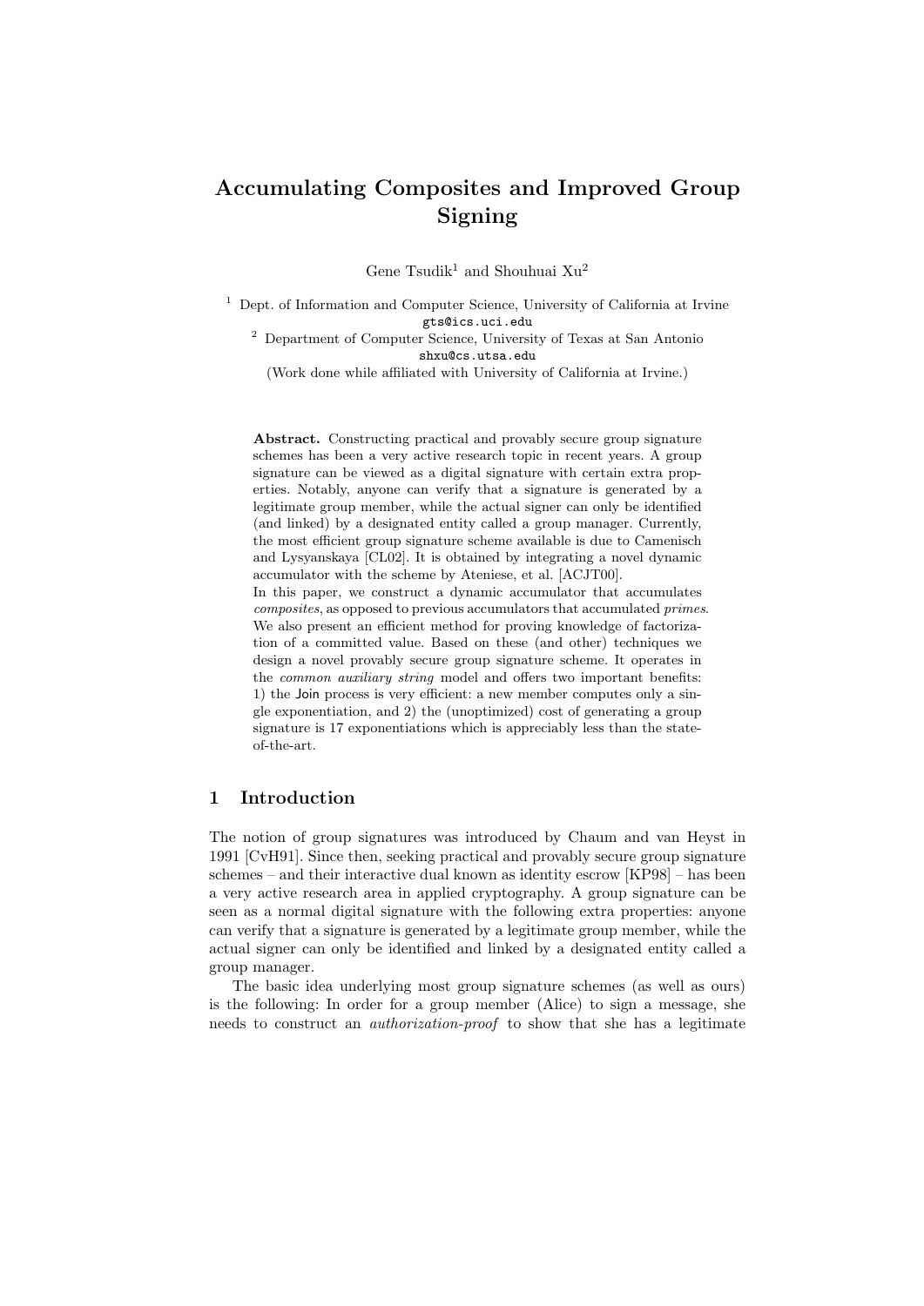# Accumulating Composites and Improved Group Signing

Gene Tsudik[1] and Shouhuai Xu[2]

[1] Dept. of Information and Computer Science, University of California at Irvine
gts@ics.uci.edu

[2] Department of Computer Science, University of Texas at San Antonio
shxu@cs.utsa.edu

(Work done while affiliated with University of California at Irvine.)

**Abstract.** Constructing practical and provably secure group signature schemes has been a very active research topic in recent years. A group signature can be viewed as a digital signature with certain extra properties. Notably, anyone can verify that a signature is generated by a legitimate group member, while the actual signer can only be identified (and linked) by a designated entity called a group manager. Currently, the most efficient group signature scheme available is due to Camenisch and Lysyanskaya [CL02]. It is obtained by integrating a novel dynamic accumulator with the scheme by Ateniese, et al. [ACJT00].

In this paper, we construct a dynamic accumulator that accumulates *composites*, as opposed to previous accumulators that accumulated *primes*. We also present an efficient method for proving knowledge of factorization of a committed value. Based on these (and other) techniques we design a novel provably secure group signature scheme. It operates in the *common auxiliary string* model and offers two important benefits: 1) the Join process is very efficient: a new member computes only a single exponentiation, and 2) the (unoptimized) cost of generating a group signature is 17 exponentiations which is appreciably less than the state-of-the-art.

## 1 Introduction

The notion of group signatures was introduced by Chaum and van Heyst in 1991 [CvH91]. Since then, seeking practical and provably secure group signature schemes – and their interactive dual known as identity escrow [KP98] – has been a very active research area in applied cryptography. A group signature can be seen as a normal digital signature with the following extra properties: anyone can verify that a signature is generated by a legitimate group member, while the actual signer can only be identified and linked by a designated entity called a group manager.

The basic idea underlying most group signature schemes (as well as ours) is the following: In order for a group member (Alice) to sign a message, she needs to construct an *authorization-proof* to show that she has a legitimate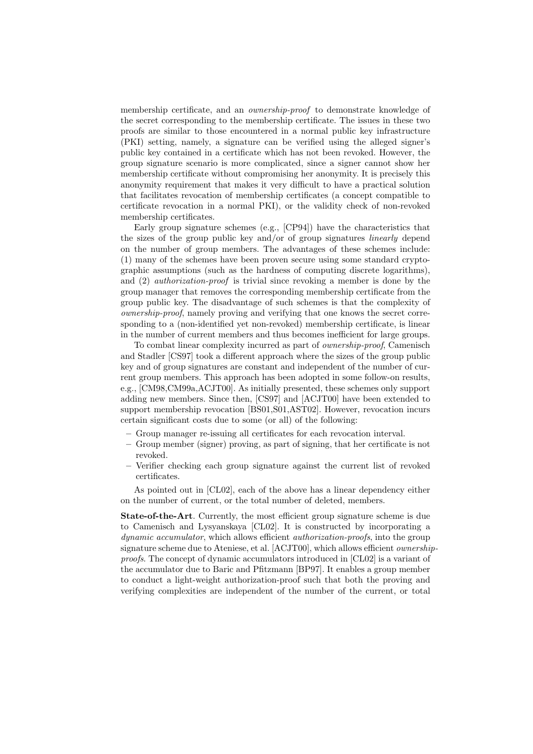membership certificate, and an *ownership-proof* to demonstrate knowledge of the secret corresponding to the membership certificate. The issues in these two proofs are similar to those encountered in a normal public key infrastructure (PKI) setting, namely, a signature can be verified using the alleged signer's public key contained in a certificate which has not been revoked. However, the group signature scenario is more complicated, since a signer cannot show her membership certificate without compromising her anonymity. It is precisely this anonymity requirement that makes it very difficult to have a practical solution that facilitates revocation of membership certificates (a concept compatible to certificate revocation in a normal PKI), or the validity check of non-revoked membership certificates.

Early group signature schemes (e.g., [CP94]) have the characteristics that the sizes of the group public key and/or of group signatures *linearly* depend on the number of group members. The advantages of these schemes include: (1) many of the schemes have been proven secure using some standard cryptographic assumptions (such as the hardness of computing discrete logarithms), and (2) *authorization-proof* is trivial since revoking a member is done by the group manager that removes the corresponding membership certificate from the group public key. The disadvantage of such schemes is that the complexity of *ownership-proof*, namely proving and verifying that one knows the secret corresponding to a (non-identified yet non-revoked) membership certificate, is linear in the number of current members and thus becomes inefficient for large groups.

To combat linear complexity incurred as part of *ownership-proof*, Camenisch and Stadler [CS97] took a different approach where the sizes of the group public key and of group signatures are constant and independent of the number of current group members. This approach has been adopted in some follow-on results, e.g., [CM98,CM99a,ACJT00]. As initially presented, these schemes only support adding new members. Since then, [CS97] and [ACJT00] have been extended to support membership revocation [BS01,S01,AST02]. However, revocation incurs certain significant costs due to some (or all) of the following:

- Group manager re-issuing all certificates for each revocation interval.
- Group member (signer) proving, as part of signing, that her certificate is not revoked.
- Verifier checking each group signature against the current list of revoked certificates.

As pointed out in [CL02], each of the above has a linear dependency either on the number of current, or the total number of deleted, members.

**State-of-the-Art**. Currently, the most efficient group signature scheme is due to Camenisch and Lysyanskaya [CL02]. It is constructed by incorporating a *dynamic accumulator*, which allows efficient *authorization-proofs*, into the group signature scheme due to Ateniese, et al. [ACJT00], which allows efficient *ownership-proofs*. The concept of dynamic accumulators introduced in [CL02] is a variant of the accumulator due to Baric and Pfitzmann [BP97]. It enables a group member to conduct a light-weight authorization-proof such that both the proving and verifying complexities are independent of the number of the current, or total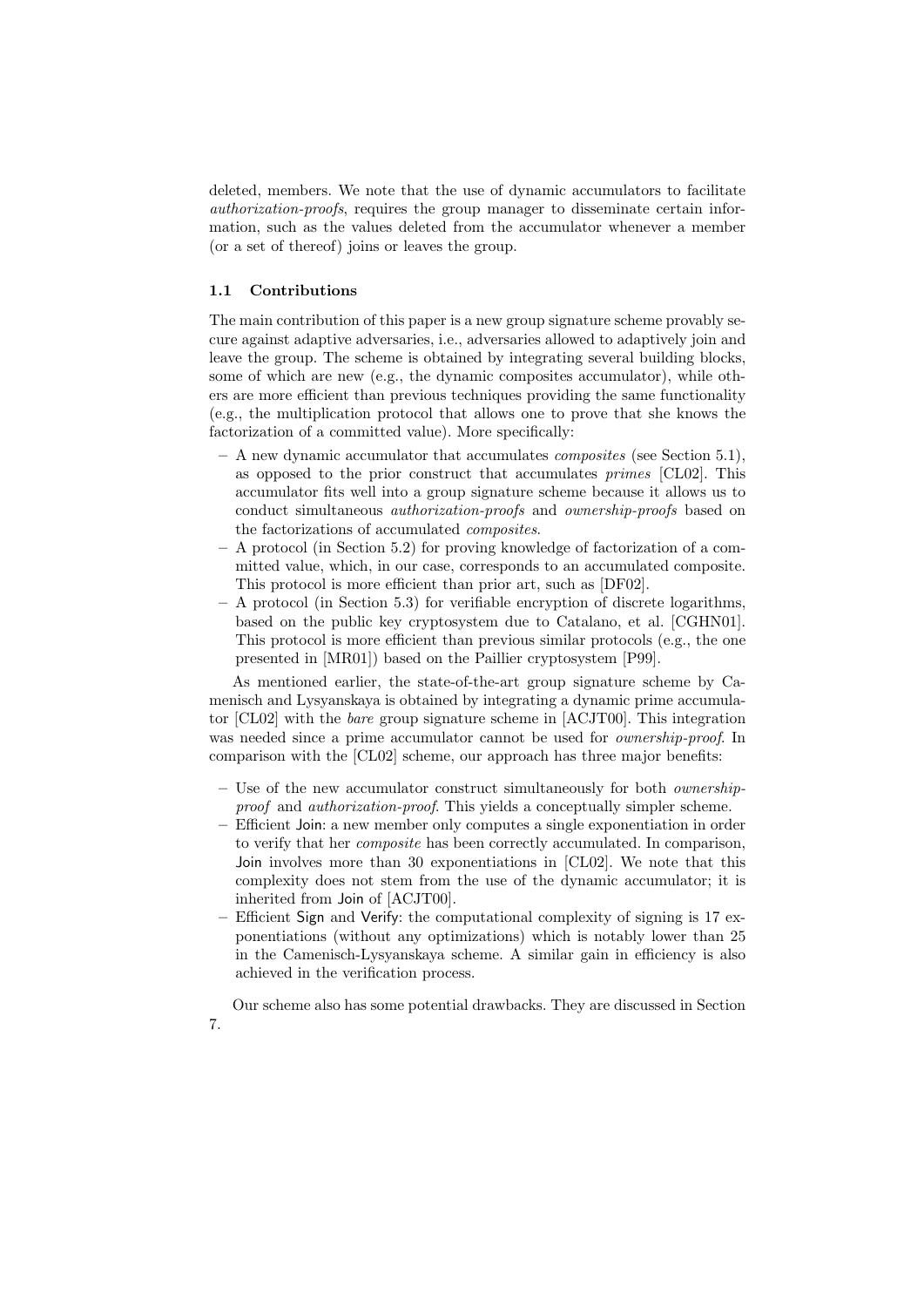deleted, members. We note that the use of dynamic accumulators to facilitate *authorization-proofs*, requires the group manager to disseminate certain information, such as the values deleted from the accumulator whenever a member (or a set of thereof) joins or leaves the group.

### 1.1 Contributions

The main contribution of this paper is a new group signature scheme provably secure against adaptive adversaries, i.e., adversaries allowed to adaptively join and leave the group. The scheme is obtained by integrating several building blocks, some of which are new (e.g., the dynamic composites accumulator), while others are more efficient than previous techniques providing the same functionality (e.g., the multiplication protocol that allows one to prove that she knows the factorization of a committed value). More specifically:

- A new dynamic accumulator that accumulates *composites* (see Section 5.1), as opposed to the prior construct that accumulates *primes* [CL02]. This accumulator fits well into a group signature scheme because it allows us to conduct simultaneous *authorization-proofs* and *ownership-proofs* based on the factorizations of accumulated *composites*.
- A protocol (in Section 5.2) for proving knowledge of factorization of a committed value, which, in our case, corresponds to an accumulated composite. This protocol is more efficient than prior art, such as [DF02].
- A protocol (in Section 5.3) for verifiable encryption of discrete logarithms, based on the public key cryptosystem due to Catalano, et al. [CGHN01]. This protocol is more efficient than previous similar protocols (e.g., the one presented in [MR01]) based on the Paillier cryptosystem [P99].

As mentioned earlier, the state-of-the-art group signature scheme by Camenisch and Lysyanskaya is obtained by integrating a dynamic prime accumulator [CL02] with the *bare* group signature scheme in [ACJT00]. This integration was needed since a prime accumulator cannot be used for *ownership-proof*. In comparison with the [CL02] scheme, our approach has three major benefits:

- Use of the new accumulator construct simultaneously for both *ownership-proof* and *authorization-proof*. This yields a conceptually simpler scheme.
- Efficient Join: a new member only computes a single exponentiation in order to verify that her *composite* has been correctly accumulated. In comparison, Join involves more than 30 exponentiations in [CL02]. We note that this complexity does not stem from the use of the dynamic accumulator; it is inherited from Join of [ACJT00].
- Efficient Sign and Verify: the computational complexity of signing is 17 exponentiations (without any optimizations) which is notably lower than 25 in the Camenisch-Lysyanskaya scheme. A similar gain in efficiency is also achieved in the verification process.

Our scheme also has some potential drawbacks. They are discussed in Section 7.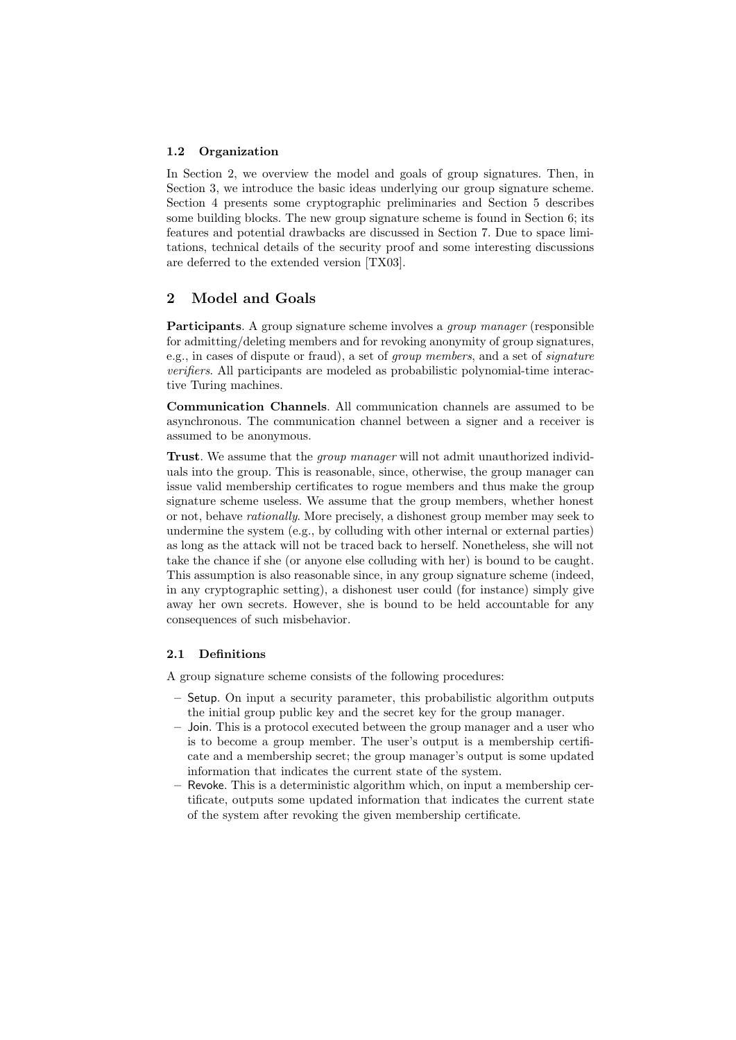### 1.2 Organization

In Section 2, we overview the model and goals of group signatures. Then, in Section 3, we introduce the basic ideas underlying our group signature scheme. Section 4 presents some cryptographic preliminaries and Section 5 describes some building blocks. The new group signature scheme is found in Section 6; its features and potential drawbacks are discussed in Section 7. Due to space limitations, technical details of the security proof and some interesting discussions are deferred to the extended version [TX03].

## 2 Model and Goals

**Participants**. A group signature scheme involves a *group manager* (responsible for admitting/deleting members and for revoking anonymity of group signatures, e.g., in cases of dispute or fraud), a set of *group members*, and a set of *signature verifiers*. All participants are modeled as probabilistic polynomial-time interactive Turing machines.

**Communication Channels**. All communication channels are assumed to be asynchronous. The communication channel between a signer and a receiver is assumed to be anonymous.

**Trust**. We assume that the *group manager* will not admit unauthorized individuals into the group. This is reasonable, since, otherwise, the group manager can issue valid membership certificates to rogue members and thus make the group signature scheme useless. We assume that the group members, whether honest or not, behave *rationally*. More precisely, a dishonest group member may seek to undermine the system (e.g., by colluding with other internal or external parties) as long as the attack will not be traced back to herself. Nonetheless, she will not take the chance if she (or anyone else colluding with her) is bound to be caught. This assumption is also reasonable since, in any group signature scheme (indeed, in any cryptographic setting), a dishonest user could (for instance) simply give away her own secrets. However, she is bound to be held accountable for any consequences of such misbehavior.

### 2.1 Definitions

A group signature scheme consists of the following procedures:

- Setup. On input a security parameter, this probabilistic algorithm outputs the initial group public key and the secret key for the group manager.
- Join. This is a protocol executed between the group manager and a user who is to become a group member. The user's output is a membership certificate and a membership secret; the group manager's output is some updated information that indicates the current state of the system.
- Revoke. This is a deterministic algorithm which, on input a membership certificate, outputs some updated information that indicates the current state of the system after revoking the given membership certificate.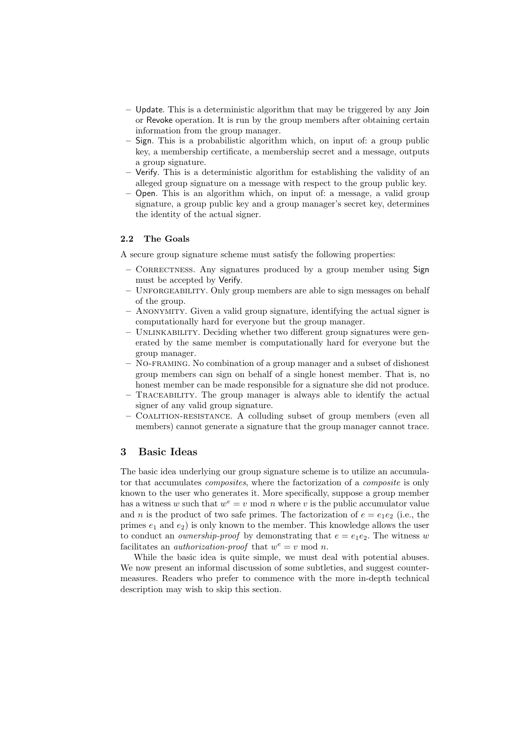- Update. This is a deterministic algorithm that may be triggered by any Join or Revoke operation. It is run by the group members after obtaining certain information from the group manager.
- Sign. This is a probabilistic algorithm which, on input of: a group public key, a membership certificate, a membership secret and a message, outputs a group signature.
- Verify. This is a deterministic algorithm for establishing the validity of an alleged group signature on a message with respect to the group public key.
- Open. This is an algorithm which, on input of: a message, a valid group signature, a group public key and a group manager's secret key, determines the identity of the actual signer.

### 2.2 The Goals

A secure group signature scheme must satisfy the following properties:

- Correctness. Any signatures produced by a group member using Sign must be accepted by Verify.
- Unforgeability. Only group members are able to sign messages on behalf of the group.
- Anonymity. Given a valid group signature, identifying the actual signer is computationally hard for everyone but the group manager.
- Unlinkability. Deciding whether two different group signatures were generated by the same member is computationally hard for everyone but the group manager.
- No-framing. No combination of a group manager and a subset of dishonest group members can sign on behalf of a single honest member. That is, no honest member can be made responsible for a signature she did not produce.
- Traceability. The group manager is always able to identify the actual signer of any valid group signature.
- Coalition-resistance. A colluding subset of group members (even all members) cannot generate a signature that the group manager cannot trace.

## 3 Basic Ideas

The basic idea underlying our group signature scheme is to utilize an accumulator that accumulates *composites*, where the factorization of a *composite* is only known to the user who generates it. More specifically, suppose a group member has a witness $w$ such that $w^e = v \bmod n$ where $v$ is the public accumulator value and $n$ is the product of two safe primes. The factorization of $e = e_1e_2$ (i.e., the primes $e_1$ and $e_2$) is only known to the member. This knowledge allows the user to conduct an *ownership-proof* by demonstrating that $e = e_1e_2$. The witness $w$ facilitates an *authorization-proof* that $w^e = v \bmod n$.

While the basic idea is quite simple, we must deal with potential abuses. We now present an informal discussion of some subtleties, and suggest countermeasures. Readers who prefer to commence with the more in-depth technical description may wish to skip this section.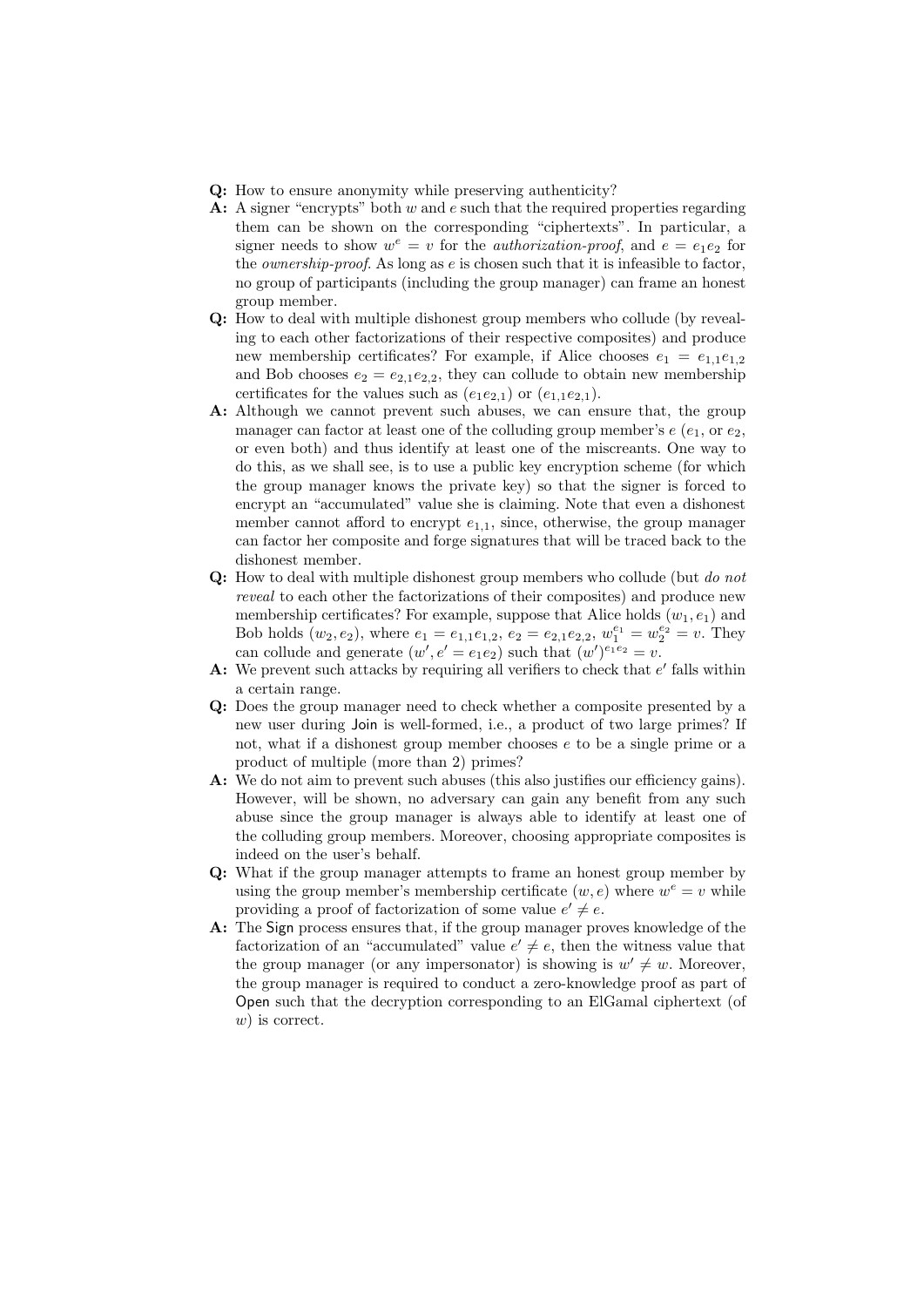**Q:** How to ensure anonymity while preserving authenticity?

**A:** A signer "encrypts" both $w$ and $e$ such that the required properties regarding them can be shown on the corresponding "ciphertexts". In particular, a signer needs to show $w^e = v$ for the *authorization-proof*, and $e = e_1 e_2$ for the *ownership-proof*. As long as $e$ is chosen such that it is infeasible to factor, no group of participants (including the group manager) can frame an honest group member.

**Q:** How to deal with multiple dishonest group members who collude (by revealing to each other factorizations of their respective composites) and produce new membership certificates? For example, if Alice chooses $e_1 = e_{1,1}e_{1,2}$ and Bob chooses $e_2 = e_{2,1}e_{2,2}$, they can collude to obtain new membership certificates for the values such as $(e_1 e_{2,1})$ or $(e_{1,1}e_{2,1})$.

**A:** Although we cannot prevent such abuses, we can ensure that, the group manager can factor at least one of the colluding group member's $e$ ($e_1$, or $e_2$, or even both) and thus identify at least one of the miscreants. One way to do this, as we shall see, is to use a public key encryption scheme (for which the group manager knows the private key) so that the signer is forced to encrypt an "accumulated" value she is claiming. Note that even a dishonest member cannot afford to encrypt $e_{1,1}$, since, otherwise, the group manager can factor her composite and forge signatures that will be traced back to the dishonest member.

**Q:** How to deal with multiple dishonest group members who collude (but *do not reveal* to each other the factorizations of their composites) and produce new membership certificates? For example, suppose that Alice holds $(w_1, e_1)$ and Bob holds $(w_2, e_2)$, where $e_1 = e_{1,1}e_{1,2}$, $e_2 = e_{2,1}e_{2,2}$, $w_1^{e_1} = w_2^{e_2} = v$. They can collude and generate $(w', e' = e_1 e_2)$ such that $(w')^{e_1 e_2} = v$.

**A:** We prevent such attacks by requiring all verifiers to check that $e'$ falls within a certain range.

**Q:** Does the group manager need to check whether a composite presented by a new user during Join is well-formed, i.e., a product of two large primes? If not, what if a dishonest group member chooses $e$ to be a single prime or a product of multiple (more than 2) primes?

**A:** We do not aim to prevent such abuses (this also justifies our efficiency gains). However, will be shown, no adversary can gain any benefit from any such abuse since the group manager is always able to identify at least one of the colluding group members. Moreover, choosing appropriate composites is indeed on the user's behalf.

**Q:** What if the group manager attempts to frame an honest group member by using the group member's membership certificate $(w, e)$ where $w^e = v$ while providing a proof of factorization of some value $e' \neq e$.

**A:** The Sign process ensures that, if the group manager proves knowledge of the factorization of an "accumulated" value $e' \neq e$, then the witness value that the group manager (or any impersonator) is showing is $w' \neq w$. Moreover, the group manager is required to conduct a zero-knowledge proof as part of Open such that the decryption corresponding to an ElGamal ciphertext (of $w$) is correct.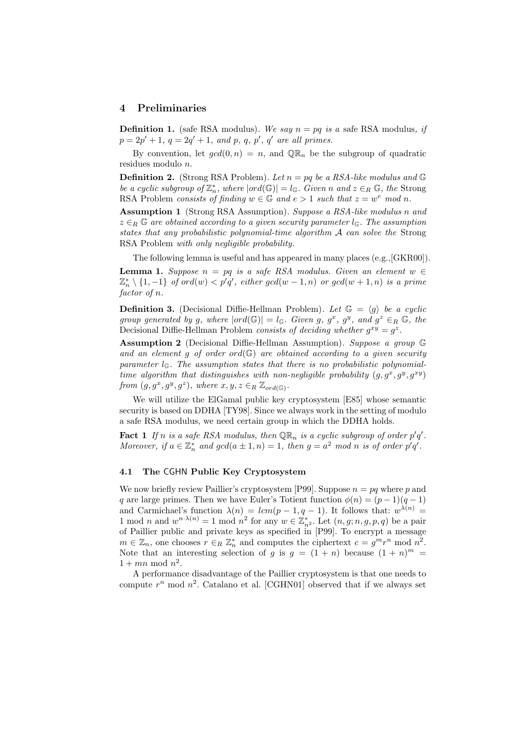## 4 Preliminaries

**Definition 1.** (safe RSA modulus). *We say $n = pq$ is a* safe RSA modulus, *if $p = 2p' + 1$, $q = 2q' + 1$, and $p$, $q$, $p'$, $q'$ are all primes.*

By convention, let $gcd(0, n) = n$, and $\mathbb{QR}_n$ be the subgroup of quadratic residues modulo $n$.

**Definition 2.** (Strong RSA Problem). *Let $n = pq$ be a RSA-like modulus and $\mathbb{G}$ be a cyclic subgroup of $\mathbb{Z}_n^*$, where $|ord(\mathbb{G})| = l_{\mathbb{G}}$. Given $n$ and $z \in_R \mathbb{G}$, the* Strong RSA Problem *consists of finding $w \in \mathbb{G}$ and $e > 1$ such that $z = w^e \bmod n$.*

**Assumption 1** (Strong RSA Assumption). *Suppose a RSA-like modulus $n$ and $z \in_R \mathbb{G}$ are obtained according to a given security parameter $l_{\mathbb{G}}$. The assumption states that any probabilistic polynomial-time algorithm $\mathcal{A}$ can solve the* Strong RSA Problem *with only negligible probability.*

The following lemma is useful and has appeared in many places (e.g.,[GKR00]).

**Lemma 1.** *Suppose $n = pq$ is a safe RSA modulus. Given an element $w \in \mathbb{Z}_n^* \setminus \{1, -1\}$ of $ord(w) < p'q'$, either $gcd(w - 1, n)$ or $gcd(w + 1, n)$ is a prime factor of $n$.*

**Definition 3.** (Decisional Diffie-Hellman Problem). *Let $\mathbb{G} = \langle g \rangle$ be a cyclic group generated by $g$, where $|ord(\mathbb{G})| = l_{\mathbb{G}}$. Given $g$, $g^x$, $g^y$, and $g^z \in_R \mathbb{G}$, the* Decisional Diffie-Hellman Problem *consists of deciding whether $g^{xy} = g^z$.*

**Assumption 2** (Decisional Diffie-Hellman Assumption). *Suppose a group $\mathbb{G}$ and an element $g$ of order $ord(\mathbb{G})$ are obtained according to a given security parameter $l_{\mathbb{G}}$. The assumption states that there is no probabilistic polynomial-time algorithm that distinguishes with non-negligible probability $(g, g^x, g^y, g^{xy})$ from $(g, g^x, g^y, g^z)$, where $x, y, z \in_R \mathbb{Z}_{ord(\mathbb{G})}$.*

We will utilize the ElGamal public key cryptosystem [E85] whose semantic security is based on DDHA [TY98]. Since we always work in the setting of modulo a safe RSA modulus, we need certain group in which the DDHA holds.

**Fact 1** *If $n$ is a safe RSA modulus, then $\mathbb{QR}_n$ is a cyclic subgroup of order $p'q'$. Moreover, if $a \in \mathbb{Z}_n^*$ and $gcd(a \pm 1, n) = 1$, then $g = a^2 \bmod n$ is of order $p'q'$.*

### 4.1 The CGHN Public Key Cryptosystem

We now briefly review Paillier's cryptosystem [P99]. Suppose $n = pq$ where $p$ and $q$ are large primes. Then we have Euler's Totient function $\phi(n) = (p - 1)(q - 1)$ and Carmichael's function $\lambda(n) = lcm(p - 1, q - 1)$. It follows that: $w^{\lambda(n)} = 1 \bmod n$ and $w^{n \cdot \lambda(n)} = 1 \bmod n^2$ for any $w \in \mathbb{Z}_{n^2}^*$. Let $(n, g; n, g, p, q)$ be a pair of Paillier public and private keys as specified in [P99]. To encrypt a message $m \in \mathbb{Z}_n$, one chooses $r \in_R \mathbb{Z}_n^*$ and computes the ciphertext $c = g^m r^n \bmod n^2$. Note that an interesting selection of $g$ is $g = (1 + n)$ because $(1 + n)^m = 1 + mn \bmod n^2$.

A performance disadvantage of the Paillier cryptosystem is that one needs to compute $r^n \bmod n^2$. Catalano et al. [CGHN01] observed that if we always set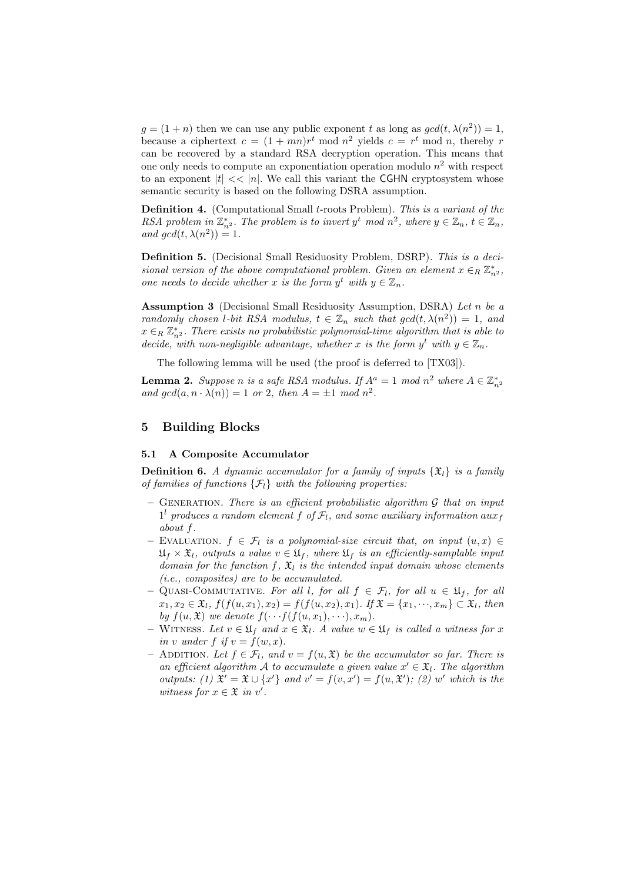$g = (1+n)$ then we can use any public exponent $t$ as long as $gcd(t, \lambda(n^2)) = 1$, because a ciphertext $c = (1+mn)r^t \bmod n^2$ yields $c = r^t \bmod n$, thereby $r$ can be recovered by a standard RSA decryption operation. This means that one only needs to compute an exponentiation operation modulo $n^2$ with respect to an exponent $|t| << |n|$. We call this variant the CGHN cryptosystem whose semantic security is based on the following DSRA assumption.

**Definition 4.** (Computational Small $t$-roots Problem). *This is a variant of the RSA problem in $\mathbb{Z}^*_{n^2}$. The problem is to invert $y^t \bmod n^2$, where $y \in \mathbb{Z}_n$, $t \in \mathbb{Z}_n$, and $gcd(t, \lambda(n^2)) = 1$.*

**Definition 5.** (Decisional Small Residuosity Problem, DSRP). *This is a decisional version of the above computational problem. Given an element $x \in_R \mathbb{Z}^*_{n^2}$, one needs to decide whether $x$ is the form $y^t$ with $y \in \mathbb{Z}_n$.*

**Assumption 3** (Decisional Small Residuosity Assumption, DSRA) *Let $n$ be a randomly chosen $l$-bit RSA modulus, $t \in \mathbb{Z}_n$ such that $gcd(t, \lambda(n^2)) = 1$, and $x \in_R \mathbb{Z}^*_{n^2}$. There exists no probabilistic polynomial-time algorithm that is able to decide, with non-negligible advantage, whether $x$ is the form $y^t$ with $y \in \mathbb{Z}_n$.*

The following lemma will be used (the proof is deferred to [TX03]).

**Lemma 2.** *Suppose $n$ is a safe RSA modulus. If $A^a = 1 \bmod n^2$ where $A \in \mathbb{Z}^*_{n^2}$ and $gcd(a, n \cdot \lambda(n)) = 1$ or $2$, then $A = \pm 1 \bmod n^2$.*

## 5 Building Blocks

### 5.1 A Composite Accumulator

**Definition 6.** *A dynamic accumulator for a family of inputs $\{\mathfrak{X}_l\}$ is a family of families of functions $\{\mathcal{F}_l\}$ with the following properties:*

- Generation. *There is an efficient probabilistic algorithm $\mathcal{G}$ that on input $1^l$ produces a random element $f$ of $\mathcal{F}_l$, and some auxiliary information $aux_f$ about $f$.*
- Evaluation. *$f \in \mathcal{F}_l$ is a polynomial-size circuit that, on input $(u, x) \in \mathfrak{U}_f \times \mathfrak{X}_l$, outputs a value $v \in \mathfrak{U}_f$, where $\mathfrak{U}_f$ is an efficiently-samplable input domain for the function $f$, $\mathfrak{X}_l$ is the intended input domain whose elements (i.e., composites) are to be accumulated.*
- Quasi-Commutative. *For all $l$, for all $f \in \mathcal{F}_l$, for all $u \in \mathfrak{U}_f$, for all $x_1, x_2 \in \mathfrak{X}_l$, $f(f(u, x_1), x_2) = f(f(u, x_2), x_1)$. If $\mathfrak{X} = \{x_1, \cdots, x_m\} \subset \mathfrak{X}_l$, then by $f(u, \mathfrak{X})$ we denote $f(\cdots f(f(u, x_1), \cdots), x_m)$.*
- Witness. *Let $v \in \mathfrak{U}_f$ and $x \in \mathfrak{X}_l$. A value $w \in \mathfrak{U}_f$ is called a witness for $x$ in $v$ under $f$ if $v = f(w, x)$.*
- Addition. *Let $f \in \mathcal{F}_l$, and $v = f(u, \mathfrak{X})$ be the accumulator so far. There is an efficient algorithm $\mathcal{A}$ to accumulate a given value $x' \in \mathfrak{X}_l$. The algorithm outputs: (1) $\mathfrak{X}' = \mathfrak{X} \cup \{x'\}$ and $v' = f(v, x') = f(u, \mathfrak{X}')$; (2) $w'$ which is the witness for $x \in \mathfrak{X}$ in $v'$.*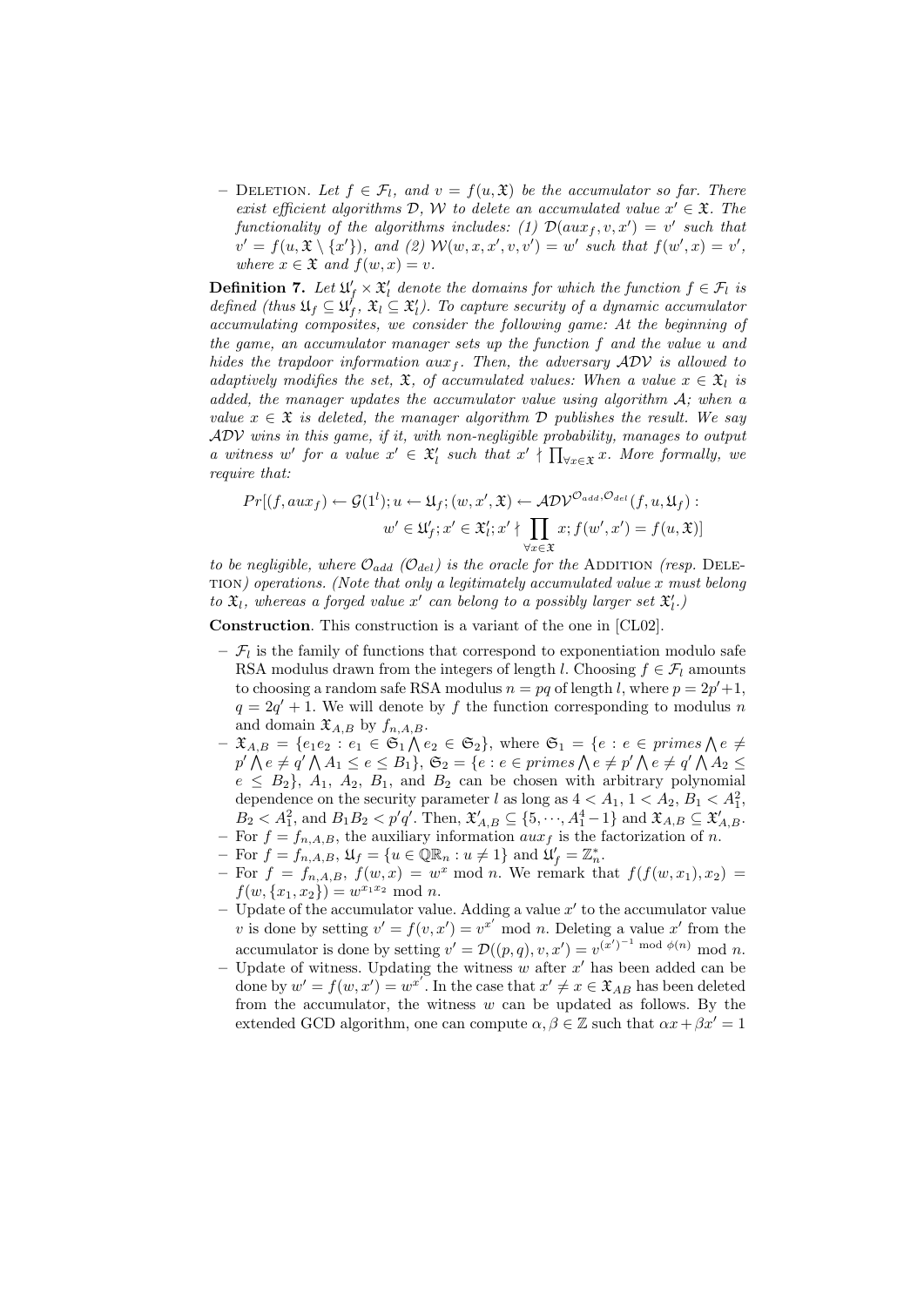– Deletion. *Let $f \in \mathcal{F}_l$, and $v = f(u, \mathfrak{X})$ be the accumulator so far. There exist efficient algorithms $\mathcal{D}$, $\mathcal{W}$ to delete an accumulated value $x' \in \mathfrak{X}$. The functionality of the algorithms includes: (1) $\mathcal{D}(aux_f, v, x') = v'$ such that $v' = f(u, \mathfrak{X} \setminus \{x'\})$, and (2) $\mathcal{W}(w, x, x', v, v') = w'$ such that $f(w', x) = v'$, where $x \in \mathfrak{X}$ and $f(w, x) = v$.*

**Definition 7.** *Let $\mathfrak{U}'_f \times \mathfrak{X}'_l$ denote the domains for which the function $f \in \mathcal{F}_l$ is defined (thus $\mathfrak{U}_f \subseteq \mathfrak{U}'_f$, $\mathfrak{X}_l \subseteq \mathfrak{X}'_l$). To capture security of a dynamic accumulator accumulating composites, we consider the following game: At the beginning of the game, an accumulator manager sets up the function $f$ and the value $u$ and hides the trapdoor information $aux_f$. Then, the adversary $\mathcal{ADV}$ is allowed to adaptively modifies the set, $\mathfrak{X}$, of accumulated values: When a value $x \in \mathfrak{X}_l$ is added, the manager updates the accumulator value using algorithm $\mathcal{A}$; when a value $x \in \mathfrak{X}$ is deleted, the manager algorithm $\mathcal{D}$ publishes the result. We say $\mathcal{ADV}$ wins in this game, if it, with non-negligible probability, manages to output a witness $w'$ for a value $x' \in \mathfrak{X}'_l$ such that $x' \nmid \prod_{\forall x \in \mathfrak{X}} x$. More formally, we require that:*

$$Pr[(f, aux_f) \leftarrow \mathcal{G}(1^l); u \leftarrow \mathfrak{U}_f; (w, x', \mathfrak{X}) \leftarrow \mathcal{ADV}^{\mathcal{O}_{add}, \mathcal{O}_{del}}(f, u, \mathfrak{U}_f) : \\ w' \in \mathfrak{U}'_f; x' \in \mathfrak{X}'_l; x' \nmid \prod_{\forall x \in \mathfrak{X}} x; f(w', x') = f(u, \mathfrak{X})]$$

*to be negligible, where $\mathcal{O}_{add}$ ($\mathcal{O}_{del}$) is the oracle for the* Addition *(resp.* Deletion*) operations. (Note that only a legitimately accumulated value $x$ must belong to $\mathfrak{X}_l$, whereas a forged value $x'$ can belong to a possibly larger set $\mathfrak{X}'_l$.)*

**Construction**. This construction is a variant of the one in [CL02].

- $\mathcal{F}_l$ is the family of functions that correspond to exponentiation modulo safe RSA modulus drawn from the integers of length $l$. Choosing $f \in \mathcal{F}_l$ amounts to choosing a random safe RSA modulus $n = pq$ of length $l$, where $p = 2p'+1$, $q = 2q' + 1$. We will denote by $f$ the function corresponding to modulus $n$ and domain $\mathfrak{X}_{A,B}$ by $f_{n,A,B}$.
- $\mathfrak{X}_{A,B} = \{e_1 e_2 : e_1 \in \mathfrak{S}_1 \bigwedge e_2 \in \mathfrak{S}_2\}$, where $\mathfrak{S}_1 = \{e : e \in primes \bigwedge e \neq p' \bigwedge e \neq q' \bigwedge A_1 \leq e \leq B_1\}$, $\mathfrak{S}_2 = \{e : e \in primes \bigwedge e \neq p' \bigwedge e \neq q' \bigwedge A_2 \leq e \leq B_2\}$, $A_1$, $A_2$, $B_1$, and $B_2$ can be chosen with arbitrary polynomial dependence on the security parameter $l$ as long as $4 < A_1$, $1 < A_2$, $B_1 < A_1^2$, $B_2 < A_1^2$, and $B_1 B_2 < p'q'$. Then, $\mathfrak{X}'_{A,B} \subseteq \{5, \cdots, A_1^4 - 1\}$ and $\mathfrak{X}_{A,B} \subseteq \mathfrak{X}'_{A,B}$.
- For $f = f_{n,A,B}$, the auxiliary information $aux_f$ is the factorization of $n$.
- For $f = f_{n,A,B}$, $\mathfrak{U}_f = \{u \in \mathbb{QR}_n : u \neq 1\}$ and $\mathfrak{U}'_f = \mathbb{Z}_n^*$.
- For $f = f_{n,A,B}$, $f(w, x) = w^x \bmod n$. We remark that $f(f(w, x_1), x_2) = f(w, \{x_1, x_2\}) = w^{x_1 x_2} \bmod n$.
- Update of the accumulator value. Adding a value $x'$ to the accumulator value $v$ is done by setting $v' = f(v, x') = v^{x'} \bmod n$. Deleting a value $x'$ from the accumulator is done by setting $v' = \mathcal{D}((p, q), v, x') = v^{(x')^{-1} \bmod \phi(n)} \bmod n$.
- Update of witness. Updating the witness $w$ after $x'$ has been added can be done by $w' = f(w, x') = w^{x'}$. In the case that $x' \neq x \in \mathfrak{X}_{AB}$ has been deleted from the accumulator, the witness $w$ can be updated as follows. By the extended GCD algorithm, one can compute $\alpha, \beta \in \mathbb{Z}$ such that $\alpha x + \beta x' = 1$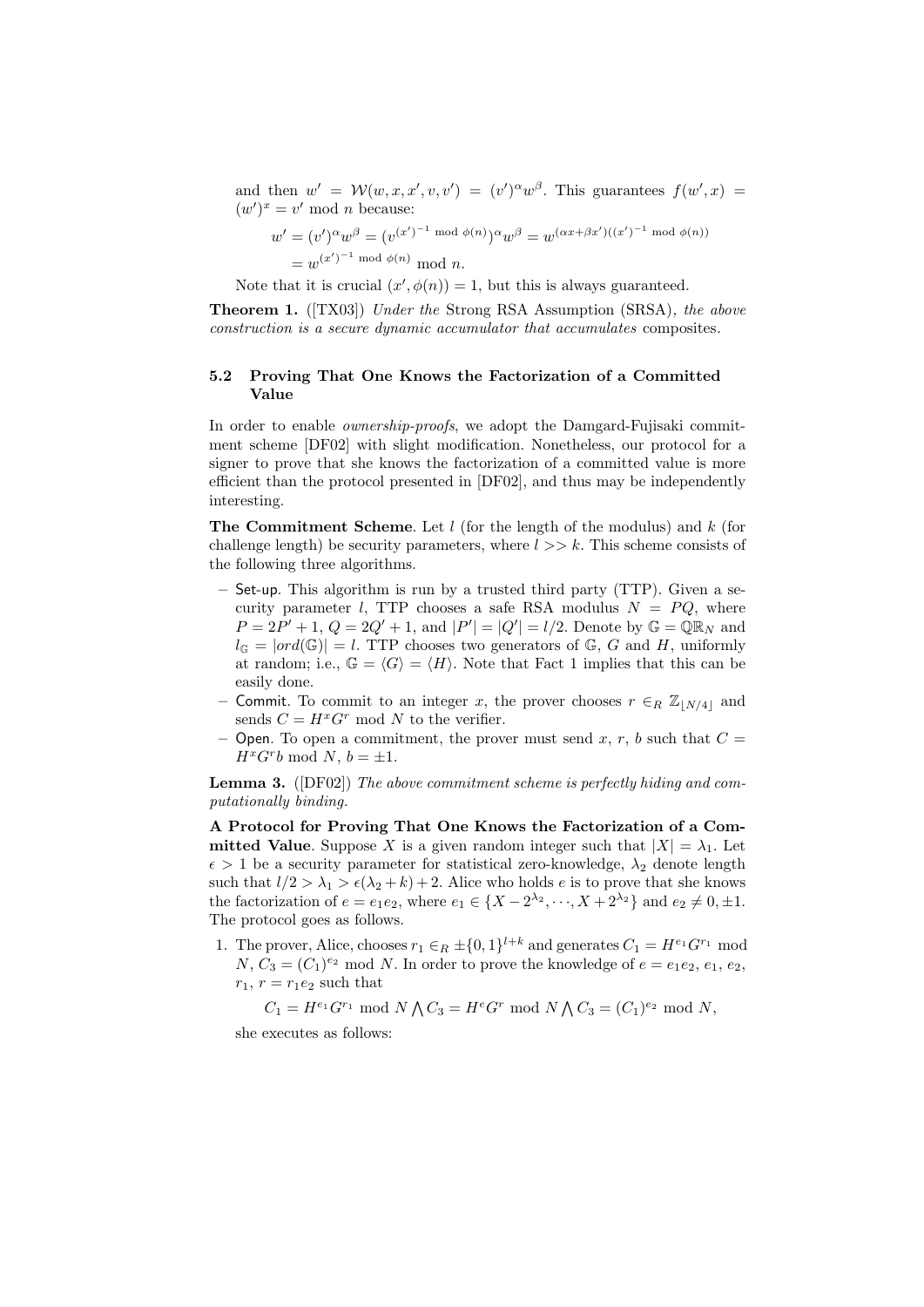and then $w' = \mathcal{W}(w, x, x', v, v') = (v')^{\alpha} w^{\beta}$. This guarantees $f(w', x) = (w')^x = v' \bmod n$ because:

$$w' = (v')^{\alpha} w^{\beta} = (v^{(x')^{-1} \bmod \phi(n)})^{\alpha} w^{\beta} = w^{(\alpha x + \beta x')((x')^{-1} \bmod \phi(n))}$$
$$= w^{(x')^{-1} \bmod \phi(n)} \bmod n.$$

Note that it is crucial $(x', \phi(n)) = 1$, but this is always guaranteed.

**Theorem 1.** ([TX03]) *Under the* Strong RSA Assumption (SRSA)*, the above construction is a secure dynamic accumulator that accumulates* composites*.*

### 5.2 Proving That One Knows the Factorization of a Committed Value

In order to enable *ownership-proofs*, we adopt the Damgard-Fujisaki commitment scheme [DF02] with slight modification. Nonetheless, our protocol for a signer to prove that she knows the factorization of a committed value is more efficient than the protocol presented in [DF02], and thus may be independently interesting.

**The Commitment Scheme**. Let $l$ (for the length of the modulus) and $k$ (for challenge length) be security parameters, where $l >> k$. This scheme consists of the following three algorithms.

- Set-up. This algorithm is run by a trusted third party (TTP). Given a security parameter $l$, TTP chooses a safe RSA modulus $N = PQ$, where $P = 2P' + 1$, $Q = 2Q' + 1$, and $|P'| = |Q'| = l/2$. Denote by $\mathbb{G} = \mathbb{QR}_N$ and $l_{\mathbb{G}} = |ord(\mathbb{G})| = l$. TTP chooses two generators of $\mathbb{G}$, $G$ and $H$, uniformly at random; i.e., $\mathbb{G} = \langle G \rangle = \langle H \rangle$. Note that Fact 1 implies that this can be easily done.
- Commit. To commit to an integer $x$, the prover chooses $r \in_R \mathbb{Z}_{\lfloor N/4 \rfloor}$ and sends $C = H^x G^r \bmod N$ to the verifier.
- Open. To open a commitment, the prover must send $x$, $r$, $b$ such that $C = H^x G^r b \bmod N$, $b = \pm 1$.

**Lemma 3.** ([DF02]) *The above commitment scheme is perfectly hiding and computationally binding.*

**A Protocol for Proving That One Knows the Factorization of a Committed Value**. Suppose $X$ is a given random integer such that $|X| = \lambda_1$. Let $\epsilon > 1$ be a security parameter for statistical zero-knowledge, $\lambda_2$ denote length such that $l/2 > \lambda_1 > \epsilon(\lambda_2 + k) + 2$. Alice who holds $e$ is to prove that she knows the factorization of $e = e_1 e_2$, where $e_1 \in \{X - 2^{\lambda_2}, \cdots, X + 2^{\lambda_2}\}$ and $e_2 \neq 0, \pm 1$. The protocol goes as follows.

1. The prover, Alice, chooses $r_1 \in_R \pm\{0,1\}^{l+k}$ and generates $C_1 = H^{e_1} G^{r_1} \bmod N$, $C_3 = (C_1)^{e_2} \bmod N$. In order to prove the knowledge of $e = e_1 e_2$, $e_1$, $e_2$, $r_1$, $r = r_1 e_2$ such that

$$C_1 = H^{e_1} G^{r_1} \bmod N \bigwedge C_3 = H^e G^r \bmod N \bigwedge C_3 = (C_1)^{e_2} \bmod N,$$

she executes as follows: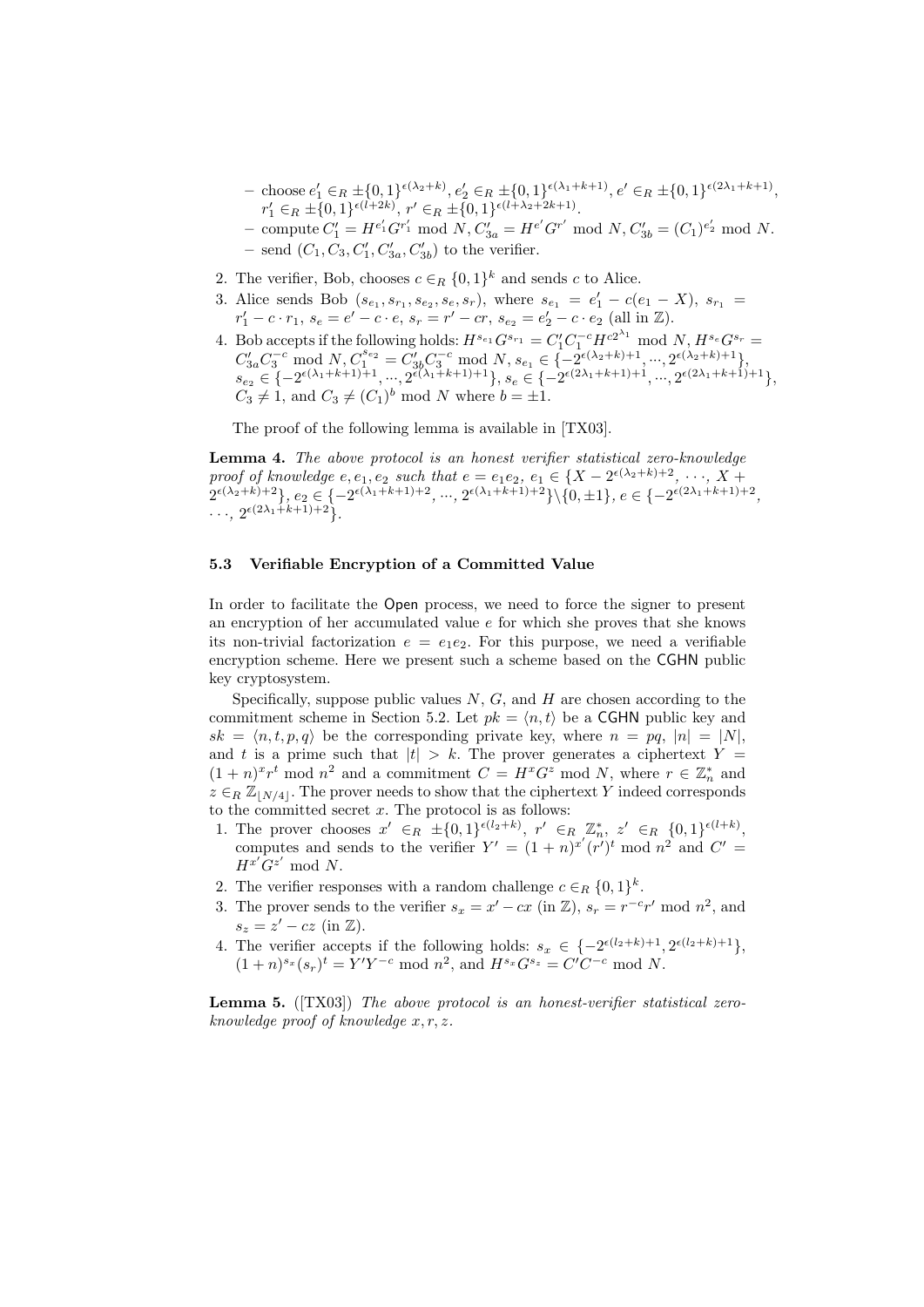- choose $e_1' \in_R \pm\{0,1\}^{\epsilon(\lambda_2+k)}$, $e_2' \in_R \pm\{0,1\}^{\epsilon(\lambda_1+k+1)}$, $e' \in_R \pm\{0,1\}^{\epsilon(2\lambda_1+k+1)}$, $r_1' \in_R \pm\{0,1\}^{\epsilon(l+2k)}$, $r' \in_R \pm\{0,1\}^{\epsilon(l+\lambda_2+2k+1)}$.
  - compute $C_1' = H^{e_1'}G^{r_1'} \bmod N$, $C_{3a}' = H^{e'}G^{r'} \bmod N$, $C_{3b}' = (C_1)^{e_2'} \bmod N$.
  - send $(C_1, C_3, C_1', C_{3a}', C_{3b}')$ to the verifier.

2. The verifier, Bob, chooses $c \in_R \{0,1\}^k$ and sends $c$ to Alice.
3. Alice sends Bob $(s_{e_1}, s_{r_1}, s_{e_2}, s_e, s_r)$, where $s_{e_1} = e_1' - c(e_1 - X)$, $s_{r_1} = r_1' - c \cdot r_1$, $s_e = e' - c \cdot e$, $s_r = r' - cr$, $s_{e_2} = e_2' - c \cdot e_2$ (all in $\mathbb{Z}$).
4. Bob accepts if the following holds: $H^{s_{e_1}}G^{s_{r_1}} = C_1'C_1^{-c}H^{c2^{\lambda_1}} \bmod N$, $H^{s_e}G^{s_r} = C_{3a}'C_3^{-c} \bmod N$, $C_1^{s_{e_2}} = C_{3b}'C_3^{-c} \bmod N$, $s_{e_1} \in \{-2^{\epsilon(\lambda_2+k)+1}, ..., 2^{\epsilon(\lambda_2+k)+1}\}$, $s_{e_2} \in \{-2^{\epsilon(\lambda_1+k+1)+1}, ..., 2^{\epsilon(\lambda_1+k+1)+1}\}$, $s_e \in \{-2^{\epsilon(2\lambda_1+k+1)+1}, ..., 2^{\epsilon(2\lambda_1+k+1)+1}\}$, $C_3 \neq 1$, and $C_3 \neq (C_1)^b \bmod N$ where $b = \pm 1$.

The proof of the following lemma is available in [TX03].

**Lemma 4.** *The above protocol is an honest verifier statistical zero-knowledge proof of knowledge $e, e_1, e_2$ such that $e = e_1e_2$, $e_1 \in \{X - 2^{\epsilon(\lambda_2+k)+2}, \cdots, X + 2^{\epsilon(\lambda_2+k)+2}\}$, $e_2 \in \{-2^{\epsilon(\lambda_1+k+1)+2}, ..., 2^{\epsilon(\lambda_1+k+1)+2}\} \backslash \{0, \pm 1\}$, $e \in \{-2^{\epsilon(2\lambda_1+k+1)+2}, \cdots, 2^{\epsilon(2\lambda_1+k+1)+2}\}$.*

### 5.3 Verifiable Encryption of a Committed Value

In order to facilitate the Open process, we need to force the signer to present an encryption of her accumulated value $e$ for which she proves that she knows its non-trivial factorization $e = e_1e_2$. For this purpose, we need a verifiable encryption scheme. Here we present such a scheme based on the CGHN public key cryptosystem.

Specifically, suppose public values $N$, $G$, and $H$ are chosen according to the commitment scheme in Section 5.2. Let $pk = \langle n, t \rangle$ be a CGHN public key and $sk = \langle n, t, p, q \rangle$ be the corresponding private key, where $n = pq$, $|n| = |N|$, and $t$ is a prime such that $|t| > k$. The prover generates a ciphertext $Y = (1+n)^x r^t \bmod n^2$ and a commitment $C = H^x G^z \bmod N$, where $r \in \mathbb{Z}_n^*$ and $z \in_R \mathbb{Z}_{\lfloor N/4 \rfloor}$. The prover needs to show that the ciphertext $Y$ indeed corresponds to the committed secret $x$. The protocol is as follows:

1. The prover chooses $x' \in_R \pm\{0,1\}^{\epsilon(l_2+k)}$, $r' \in_R \mathbb{Z}_n^*$, $z' \in_R \{0,1\}^{\epsilon(l+k)}$, computes and sends to the verifier $Y' = (1+n)^{x'}(r')^t \bmod n^2$ and $C' = H^{x'}G^{z'} \bmod N$.
2. The verifier responses with a random challenge $c \in_R \{0,1\}^k$.
3. The prover sends to the verifier $s_x = x' - cx$ (in $\mathbb{Z}$), $s_r = r^{-c}r' \bmod n^2$, and $s_z = z' - cz$ (in $\mathbb{Z}$).
4. The verifier accepts if the following holds: $s_x \in \{-2^{\epsilon(l_2+k)+1}, 2^{\epsilon(l_2+k)+1}\}$, $(1+n)^{s_x}(s_r)^t = Y'Y^{-c} \bmod n^2$, and $H^{s_x}G^{s_z} = C'C^{-c} \bmod N$.

**Lemma 5.** ([TX03]) *The above protocol is an honest-verifier statistical zero-knowledge proof of knowledge $x, r, z$.*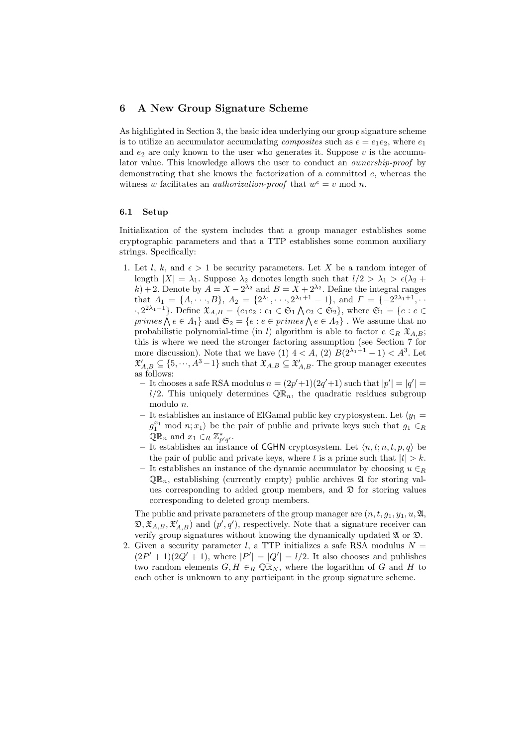## 6 A New Group Signature Scheme

As highlighted in Section 3, the basic idea underlying our group signature scheme is to utilize an accumulator accumulating *composites* such as $e = e_1 e_2$, where $e_1$ and $e_2$ are only known to the user who generates it. Suppose $v$ is the accumulator value. This knowledge allows the user to conduct an *ownership-proof* by demonstrating that she knows the factorization of a committed $e$, whereas the witness $w$ facilitates an *authorization-proof* that $w^e = v \bmod n$.

### 6.1 Setup

Initialization of the system includes that a group manager establishes some cryptographic parameters and that a TTP establishes some common auxiliary strings. Specifically:

1. Let $l$, $k$, and $\epsilon > 1$ be security parameters. Let $X$ be a random integer of length $|X| = \lambda_1$. Suppose $\lambda_2$ denotes length such that $l/2 > \lambda_1 > \epsilon(\lambda_2 + k) + 2$. Denote by $A = X - 2^{\lambda_2}$ and $B = X + 2^{\lambda_2}$. Define the integral ranges that $\Lambda_1 = \{A, \cdots, B\}$, $\Lambda_2 = \{2^{\lambda_1}, \cdots, 2^{\lambda_1+1} - 1\}$, and $\Gamma = \{-2^{2\lambda_1+1}, \cdots, 2^{2\lambda_1+1}\}$. Define $\mathfrak{X}_{A,B} = \{e_1 e_2 : e_1 \in \mathfrak{S}_1 \bigwedge e_2 \in \mathfrak{S}_2\}$, where $\mathfrak{S}_1 = \{e : e \in primes \bigwedge e \in \Lambda_1\}$ and $\mathfrak{S}_2 = \{e : e \in primes \bigwedge e \in \Lambda_2\}$ . We assume that no probabilistic polynomial-time (in $l$) algorithm is able to factor $e \in_R \mathfrak{X}_{A,B}$; this is where we need the stronger factoring assumption (see Section 7 for more discussion). Note that we have (1) $4 < A$, (2) $B(2^{\lambda_1+1} - 1) < A^3$. Let $\mathfrak{X}'_{A,B} \subseteq \{5, \cdots, A^3 - 1\}$ such that $\mathfrak{X}_{A,B} \subseteq \mathfrak{X}'_{A,B}$. The group manager executes as follows:
   - It chooses a safe RSA modulus $n = (2p'+1)(2q'+1)$ such that $|p'| = |q'| = l/2$. This uniquely determines $\mathbb{QR}_n$, the quadratic residues subgroup modulo $n$.
   - It establishes an instance of ElGamal public key cryptosystem. Let $\langle y_1 = g_1^{x_1} \bmod n; x_1 \rangle$ be the pair of public and private keys such that $g_1 \in_R \mathbb{QR}_n$ and $x_1 \in_R \mathbb{Z}^*_{p'q'}$.
   - It establishes an instance of CGHN cryptosystem. Let $\langle n, t; n, t, p, q \rangle$ be the pair of public and private keys, where $t$ is a prime such that $|t| > k$.
   - It establishes an instance of the dynamic accumulator by choosing $u \in_R \mathbb{QR}_n$, establishing (currently empty) public archives $\mathfrak{A}$ for storing values corresponding to added group members, and $\mathfrak{D}$ for storing values corresponding to deleted group members.

   The public and private parameters of the group manager are $(n, t, g_1, y_1, u, \mathfrak{A}, \mathfrak{D}, \mathfrak{X}_{A,B}, \mathfrak{X}'_{A,B})$ and $(p', q')$, respectively. Note that a signature receiver can verify group signatures without knowing the dynamically updated $\mathfrak{A}$ or $\mathfrak{D}$.
2. Given a security parameter $l$, a TTP initializes a safe RSA modulus $N = (2P'+1)(2Q'+1)$, where $|P'| = |Q'| = l/2$. It also chooses and publishes two random elements $G, H \in_R \mathbb{QR}_N$, where the logarithm of $G$ and $H$ to each other is unknown to any participant in the group signature scheme.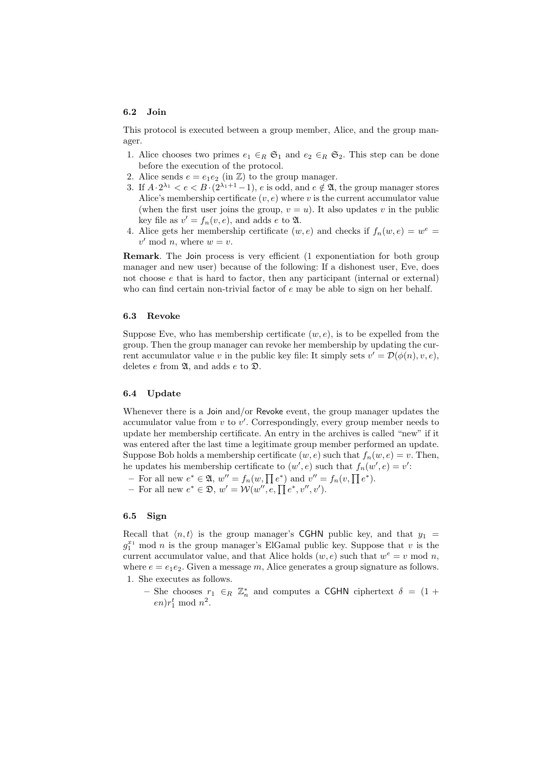### 6.2 Join

This protocol is executed between a group member, Alice, and the group manager.

1. Alice chooses two primes $e_1 \in_R \mathfrak{S}_1$ and $e_2 \in_R \mathfrak{S}_2$. This step can be done before the execution of the protocol.
2. Alice sends $e = e_1 e_2$ (in $\mathbb{Z}$) to the group manager.
3. If $A \cdot 2^{\lambda_1} < e < B \cdot (2^{\lambda_1+1} - 1)$, $e$ is odd, and $e \notin \mathfrak{A}$, the group manager stores Alice's membership certificate $(v, e)$ where $v$ is the current accumulator value (when the first user joins the group, $v = u$). It also updates $v$ in the public key file as $v' = f_n(v, e)$, and adds $e$ to $\mathfrak{A}$.
4. Alice gets her membership certificate $(w, e)$ and checks if $f_n(w, e) = w^e = v' \bmod n$, where $w = v$.

**Remark**. The Join process is very efficient (1 exponentiation for both group manager and new user) because of the following: If a dishonest user, Eve, does not choose $e$ that is hard to factor, then any participant (internal or external) who can find certain non-trivial factor of $e$ may be able to sign on her behalf.

### 6.3 Revoke

Suppose Eve, who has membership certificate $(w, e)$, is to be expelled from the group. Then the group manager can revoke her membership by updating the current accumulator value $v$ in the public key file: It simply sets $v' = \mathcal{D}(\phi(n), v, e)$, deletes $e$ from $\mathfrak{A}$, and adds $e$ to $\mathfrak{D}$.

### 6.4 Update

Whenever there is a Join and/or Revoke event, the group manager updates the accumulator value from $v$ to $v'$. Correspondingly, every group member needs to update her membership certificate. An entry in the archives is called "new" if it was entered after the last time a legitimate group member performed an update. Suppose Bob holds a membership certificate $(w, e)$ such that $f_n(w, e) = v$. Then, he updates his membership certificate to $(w', e)$ such that $f_n(w', e) = v'$:

- For all new $e^* \in \mathfrak{A}$, $w'' = f_n(w, \prod e^*)$ and $v'' = f_n(v, \prod e^*)$.
- For all new $e^* \in \mathfrak{D}$, $w' = \mathcal{W}(w'', e, \prod e^*, v'', v')$.

### 6.5 Sign

Recall that $\langle n, t \rangle$ is the group manager's CGHN public key, and that $y_1 = g_1^{x_1} \bmod n$ is the group manager's ElGamal public key. Suppose that $v$ is the current accumulator value, and that Alice holds $(w, e)$ such that $w^e = v \bmod n$, where $e = e_1 e_2$. Given a message $m$, Alice generates a group signature as follows.

1. She executes as follows.
   - She chooses $r_1 \in_R \mathbb{Z}_n^*$ and computes a CGHN ciphertext $\delta = (1 + en) r_1^t \bmod n^2$.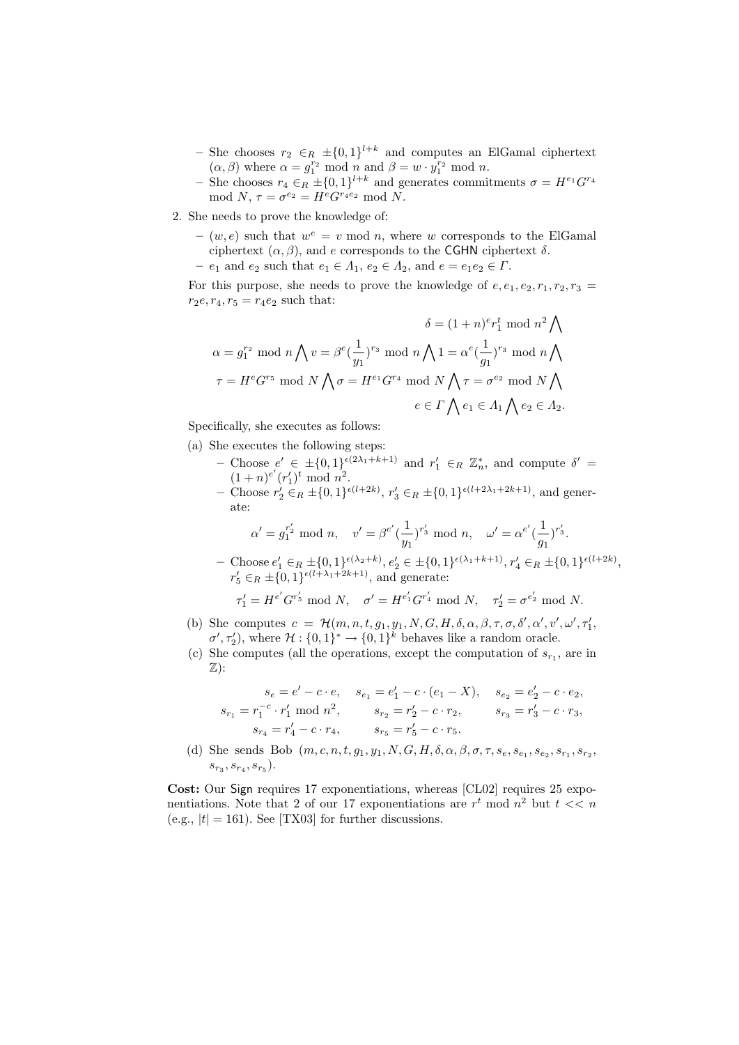- She chooses $r_2 \in_R \pm\{0,1\}^{l+k}$ and computes an ElGamal ciphertext $(\alpha, \beta)$ where $\alpha = g_1^{r_2} \bmod n$ and $\beta = w \cdot y_1^{r_2} \bmod n$.
- She chooses $r_4 \in_R \pm\{0,1\}^{l+k}$ and generates commitments $\sigma = H^{e_1} G^{r_4} \bmod N$, $\tau = \sigma^{e_2} = H^e G^{r_4 e_2} \bmod N$.

2. She needs to prove the knowledge of:
   - $(w, e)$ such that $w^e = v \bmod n$, where $w$ corresponds to the ElGamal ciphertext $(\alpha, \beta)$, and $e$ corresponds to the CGHN ciphertext $\delta$.
   - $e_1$ and $e_2$ such that $e_1 \in \Lambda_1$, $e_2 \in \Lambda_2$, and $e = e_1 e_2 \in \Gamma$.

   For this purpose, she needs to prove the knowledge of $e, e_1, e_2, r_1, r_2, r_3 = r_2 e, r_4, r_5 = r_4 e_2$ such that:

$$\delta = (1+n)^e r_1^t \bmod n^2 \bigwedge$$

$$\alpha = g_1^{r_2} \bmod n \bigwedge v = \beta^e (\frac{1}{y_1})^{r_3} \bmod n \bigwedge 1 = \alpha^e (\frac{1}{g_1})^{r_3} \bmod n \bigwedge$$

$$\tau = H^e G^{r_5} \bmod N \bigwedge \sigma = H^{e_1} G^{r_4} \bmod N \bigwedge \tau = \sigma^{e_2} \bmod N \bigwedge$$

$$e \in \Gamma \bigwedge e_1 \in \Lambda_1 \bigwedge e_2 \in \Lambda_2.$$

   Specifically, she executes as follows:

   (a) She executes the following steps:
   - Choose $e' \in \pm\{0,1\}^{\epsilon(2\lambda_1+k+1)}$ and $r_1' \in_R \mathbb{Z}_n^*$, and compute $\delta' = (1+n)^{e'} (r_1')^t \bmod n^2$.
   - Choose $r_2' \in_R \pm\{0,1\}^{\epsilon(l+2k)}$, $r_3' \in_R \pm\{0,1\}^{\epsilon(l+2\lambda_1+2k+1)}$, and generate:

$$\alpha' = g_1^{r_2'} \bmod n, \quad v' = \beta^{e'} (\frac{1}{y_1})^{r_3'} \bmod n, \quad \omega' = \alpha^{e'} (\frac{1}{g_1})^{r_3'}.$$

   - Choose $e_1' \in_R \pm\{0,1\}^{\epsilon(\lambda_2+k)}$, $e_2' \in \pm\{0,1\}^{\epsilon(\lambda_1+k+1)}$, $r_4' \in_R \pm\{0,1\}^{\epsilon(l+2k)}$, $r_5' \in_R \pm\{0,1\}^{\epsilon(l+\lambda_1+2k+1)}$, and generate:

$$\tau_1' = H^{e'} G^{r_5'} \bmod N, \quad \sigma' = H^{e_1'} G^{r_4'} \bmod N, \quad \tau_2' = \sigma^{e_2'} \bmod N.$$

   (b) She computes $c = \mathcal{H}(m, n, t, g_1, y_1, N, G, H, \delta, \alpha, \beta, \tau, \sigma, \delta', \alpha', v', \omega', \tau_1', \sigma', \tau_2')$, where $\mathcal{H} : \{0,1\}^* \to \{0,1\}^k$ behaves like a random oracle.

   (c) She computes (all the operations, except the computation of $s_{r_1}$, are in $\mathbb{Z}$):

$$s_e = e' - c \cdot e, \quad s_{e_1} = e_1' - c \cdot (e_1 - X), \quad s_{e_2} = e_2' - c \cdot e_2,$$
$$s_{r_1} = r_1^{-c} \cdot r_1' \bmod n^2, \quad s_{r_2} = r_2' - c \cdot r_2, \quad s_{r_3} = r_3' - c \cdot r_3,$$
$$s_{r_4} = r_4' - c \cdot r_4, \quad s_{r_5} = r_5' - c \cdot r_5.$$

   (d) She sends Bob $(m, c, n, t, g_1, y_1, N, G, H, \delta, \alpha, \beta, \sigma, \tau, s_e, s_{e_1}, s_{e_2}, s_{r_1}, s_{r_2}, s_{r_3}, s_{r_4}, s_{r_5})$.

**Cost:** Our Sign requires 17 exponentiations, whereas [CL02] requires 25 exponentiations. Note that 2 of our 17 exponentiations are $r^t \bmod n^2$ but $t << n$ (e.g., $|t| = 161$). See [TX03] for further discussions.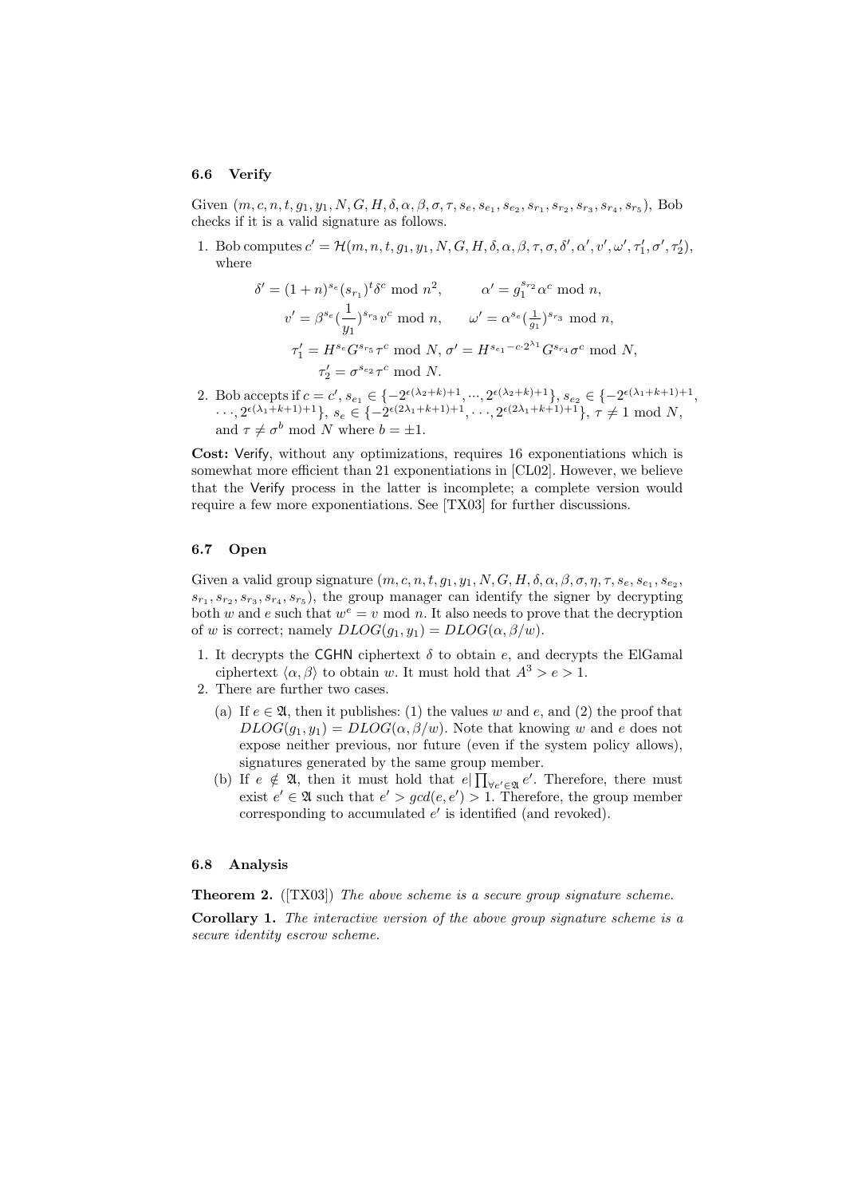### 6.6 Verify

Given $(m, c, n, t, g_1, y_1, N, G, H, \delta, \alpha, \beta, \sigma, \tau, s_e, s_{e_1}, s_{e_2}, s_{r_1}, s_{r_2}, s_{r_3}, s_{r_4}, s_{r_5})$, Bob checks if it is a valid signature as follows.

1. Bob computes $c' = \mathcal{H}(m, n, t, g_1, y_1, N, G, H, \delta, \alpha, \beta, \tau, \sigma, \delta', \alpha', v', \omega', \tau_1', \sigma', \tau_2')$, where

$$\delta' = (1+n)^{s_e}(s_{r_1})^t \delta^c \bmod n^2, \qquad \alpha' = g_1^{s_{r_2}} \alpha^c \bmod n,$$

$$v' = \beta^{s_e}(\frac{1}{y_1})^{s_{r_3}} v^c \bmod n, \qquad \omega' = \alpha^{s_e}(\tfrac{1}{g_1})^{s_{r_3}} \bmod n,$$

$$\tau_1' = H^{s_e} G^{s_{r_5}} \tau^c \bmod N, \; \sigma' = H^{s_{e_1} - c \cdot 2^{\lambda_1}} G^{s_{r_4}} \sigma^c \bmod N,$$

$$\tau_2' = \sigma^{s_{e_2}} \tau^c \bmod N.$$

2. Bob accepts if $c = c'$, $s_{e_1} \in \{-2^{\epsilon(\lambda_2+k)+1}, ..., 2^{\epsilon(\lambda_2+k)+1}\}$, $s_{e_2} \in \{-2^{\epsilon(\lambda_1+k+1)+1}, \cdots, 2^{\epsilon(\lambda_1+k+1)+1}\}$, $s_e \in \{-2^{\epsilon(2\lambda_1+k+1)+1}, \cdots, 2^{\epsilon(2\lambda_1+k+1)+1}\}$, $\tau \neq 1 \bmod N$, and $\tau \neq \sigma^b \bmod N$ where $b = \pm 1$.

**Cost:** Verify, without any optimizations, requires 16 exponentiations which is somewhat more efficient than 21 exponentiations in [CL02]. However, we believe that the Verify process in the latter is incomplete; a complete version would require a few more exponentiations. See [TX03] for further discussions.

### 6.7 Open

Given a valid group signature $(m, c, n, t, g_1, y_1, N, G, H, \delta, \alpha, \beta, \sigma, \eta, \tau, s_e, s_{e_1}, s_{e_2}, s_{r_1}, s_{r_2}, s_{r_3}, s_{r_4}, s_{r_5})$, the group manager can identify the signer by decrypting both $w$ and $e$ such that $w^e = v \bmod n$. It also needs to prove that the decryption of $w$ is correct; namely $DLOG(g_1, y_1) = DLOG(\alpha, \beta/w)$.

1. It decrypts the CGHN ciphertext $\delta$ to obtain $e$, and decrypts the ElGamal ciphertext $\langle \alpha, \beta \rangle$ to obtain $w$. It must hold that $A^3 > e > 1$.
2. There are further two cases.
   (a) If $e \in \mathfrak{A}$, then it publishes: (1) the values $w$ and $e$, and (2) the proof that $DLOG(g_1, y_1) = DLOG(\alpha, \beta/w)$. Note that knowing $w$ and $e$ does not expose neither previous, nor future (even if the system policy allows), signatures generated by the same group member.
   (b) If $e \notin \mathfrak{A}$, then it must hold that $e | \prod_{\forall e' \in \mathfrak{A}} e'$. Therefore, there must exist $e' \in \mathfrak{A}$ such that $e' > gcd(e, e') > 1$. Therefore, the group member corresponding to accumulated $e'$ is identified (and revoked).

### 6.8 Analysis

**Theorem 2.** ([TX03]) *The above scheme is a secure group signature scheme.*

**Corollary 1.** *The interactive version of the above group signature scheme is a secure identity escrow scheme.*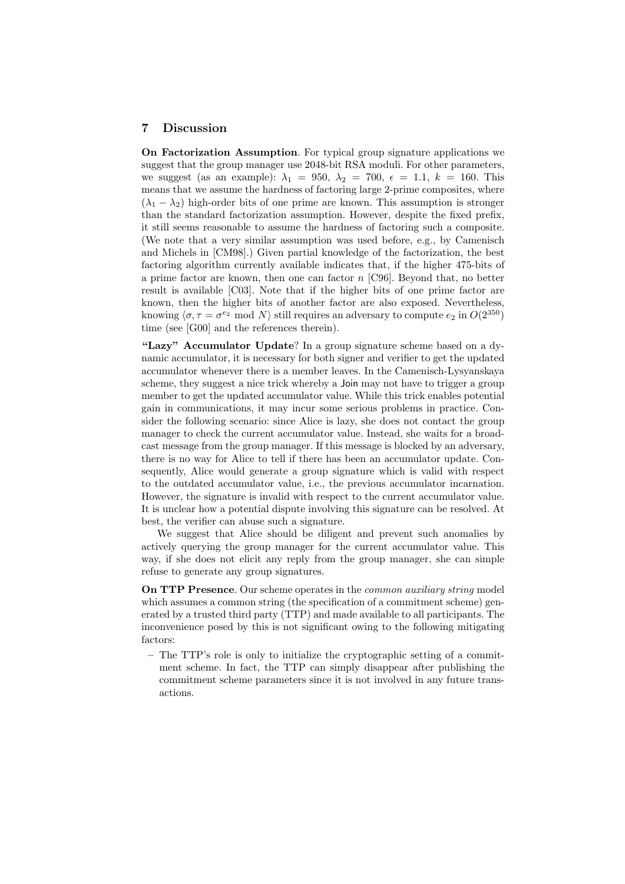## 7 Discussion

**On Factorization Assumption**. For typical group signature applications we suggest that the group manager use 2048-bit RSA moduli. For other parameters, we suggest (as an example): $\lambda_1 = 950$, $\lambda_2 = 700$, $\epsilon = 1.1$, $k = 160$. This means that we assume the hardness of factoring large 2-prime composites, where $(\lambda_1 - \lambda_2)$ high-order bits of one prime are known. This assumption is stronger than the standard factorization assumption. However, despite the fixed prefix, it still seems reasonable to assume the hardness of factoring such a composite. (We note that a very similar assumption was used before, e.g., by Camenisch and Michels in [CM98].) Given partial knowledge of the factorization, the best factoring algorithm currently available indicates that, if the higher 475-bits of a prime factor are known, then one can factor $n$ [C96]. Beyond that, no better result is available [C03]. Note that if the higher bits of one prime factor are known, then the higher bits of another factor are also exposed. Nevertheless, knowing $\langle \sigma, \tau = \sigma^{e_2} \bmod N \rangle$ still requires an adversary to compute $e_2$ in $O(2^{350})$ time (see [G00] and the references therein).

**"Lazy" Accumulator Update**? In a group signature scheme based on a dynamic accumulator, it is necessary for both signer and verifier to get the updated accumulator whenever there is a member leaves. In the Camenisch-Lysyanskaya scheme, they suggest a nice trick whereby a Join may not have to trigger a group member to get the updated accumulator value. While this trick enables potential gain in communications, it may incur some serious problems in practice. Consider the following scenario: since Alice is lazy, she does not contact the group manager to check the current accumulator value. Instead, she waits for a broadcast message from the group manager. If this message is blocked by an adversary, there is no way for Alice to tell if there has been an accumulator update. Consequently, Alice would generate a group signature which is valid with respect to the outdated accumulator value, i.e., the previous accumulator incarnation. However, the signature is invalid with respect to the current accumulator value. It is unclear how a potential dispute involving this signature can be resolved. At best, the verifier can abuse such a signature.

We suggest that Alice should be diligent and prevent such anomalies by actively querying the group manager for the current accumulator value. This way, if she does not elicit any reply from the group manager, she can simple refuse to generate any group signatures.

**On TTP Presence**. Our scheme operates in the *common auxiliary string* model which assumes a common string (the specification of a commitment scheme) generated by a trusted third party (TTP) and made available to all participants. The inconvenience posed by this is not significant owing to the following mitigating factors:

- The TTP's role is only to initialize the cryptographic setting of a commitment scheme. In fact, the TTP can simply disappear after publishing the commitment scheme parameters since it is not involved in any future transactions.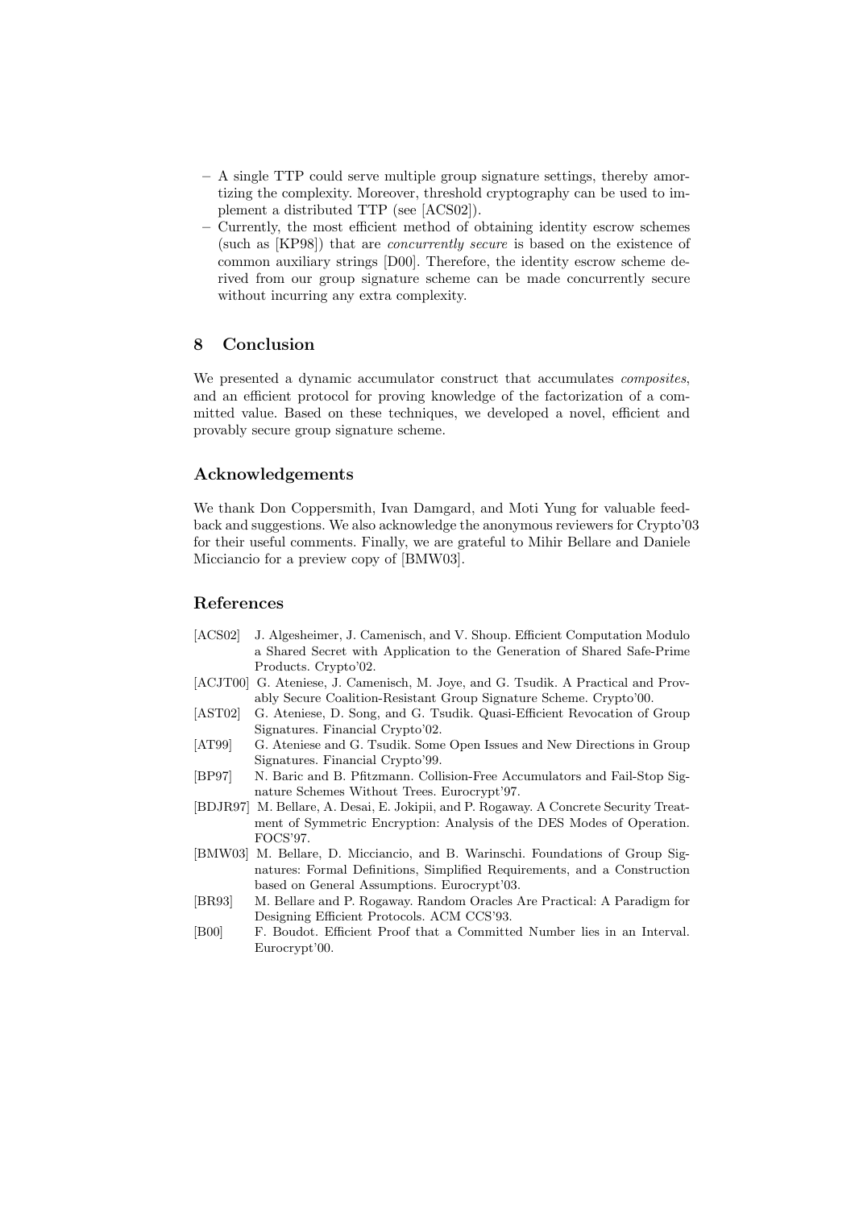- A single TTP could serve multiple group signature settings, thereby amortizing the complexity. Moreover, threshold cryptography can be used to implement a distributed TTP (see [ACS02]).
- Currently, the most efficient method of obtaining identity escrow schemes (such as [KP98]) that are *concurrently secure* is based on the existence of common auxiliary strings [D00]. Therefore, the identity escrow scheme derived from our group signature scheme can be made concurrently secure without incurring any extra complexity.

## 8 Conclusion

We presented a dynamic accumulator construct that accumulates *composites*, and an efficient protocol for proving knowledge of the factorization of a committed value. Based on these techniques, we developed a novel, efficient and provably secure group signature scheme.

## Acknowledgements

We thank Don Coppersmith, Ivan Damgard, and Moti Yung for valuable feedback and suggestions. We also acknowledge the anonymous reviewers for Crypto'03 for their useful comments. Finally, we are grateful to Mihir Bellare and Daniele Micciancio for a preview copy of [BMW03].

## References

- [ACS02] J. Algesheimer, J. Camenisch, and V. Shoup. Efficient Computation Modulo a Shared Secret with Application to the Generation of Shared Safe-Prime Products. Crypto'02.
- [ACJT00] G. Ateniese, J. Camenisch, M. Joye, and G. Tsudik. A Practical and Provably Secure Coalition-Resistant Group Signature Scheme. Crypto'00.
- [AST02] G. Ateniese, D. Song, and G. Tsudik. Quasi-Efficient Revocation of Group Signatures. Financial Crypto'02.
- [AT99] G. Ateniese and G. Tsudik. Some Open Issues and New Directions in Group Signatures. Financial Crypto'99.
- [BP97] N. Baric and B. Pfitzmann. Collision-Free Accumulators and Fail-Stop Signature Schemes Without Trees. Eurocrypt'97.
- [BDJR97] M. Bellare, A. Desai, E. Jokipii, and P. Rogaway. A Concrete Security Treatment of Symmetric Encryption: Analysis of the DES Modes of Operation. FOCS'97.
- [BMW03] M. Bellare, D. Micciancio, and B. Warinschi. Foundations of Group Signatures: Formal Definitions, Simplified Requirements, and a Construction based on General Assumptions. Eurocrypt'03.
- [BR93] M. Bellare and P. Rogaway. Random Oracles Are Practical: A Paradigm for Designing Efficient Protocols. ACM CCS'93.
- [B00] F. Boudot. Efficient Proof that a Committed Number lies in an Interval. Eurocrypt'00.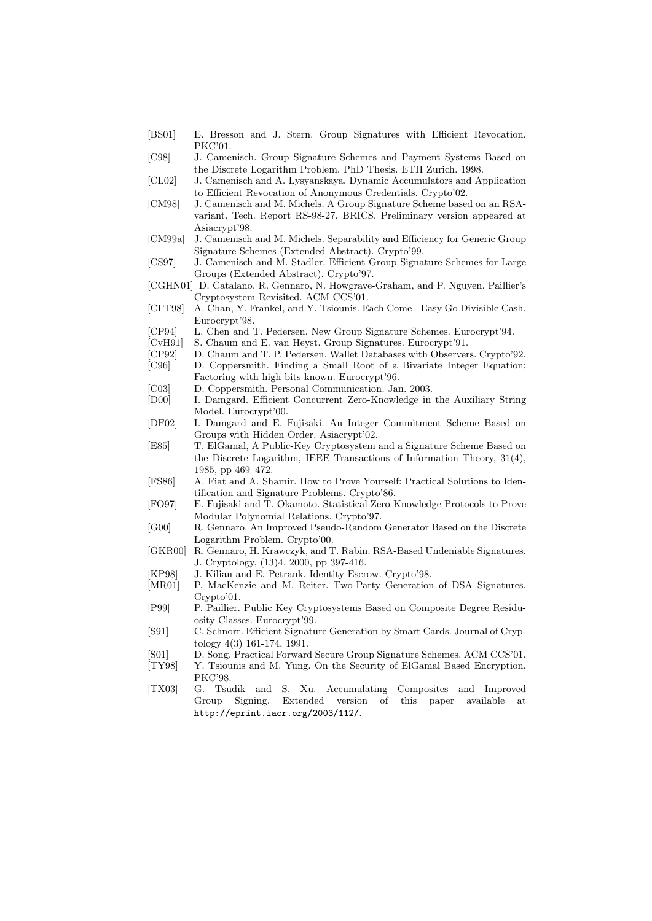- [BS01] E. Bresson and J. Stern. Group Signatures with Efficient Revocation. PKC'01.
- [C98] J. Camenisch. Group Signature Schemes and Payment Systems Based on the Discrete Logarithm Problem. PhD Thesis. ETH Zurich. 1998.
- [CL02] J. Camenisch and A. Lysyanskaya. Dynamic Accumulators and Application to Efficient Revocation of Anonymous Credentials. Crypto'02.
- [CM98] J. Camenisch and M. Michels. A Group Signature Scheme based on an RSA-variant. Tech. Report RS-98-27, BRICS. Preliminary version appeared at Asiacrypt'98.
- [CM99a] J. Camenisch and M. Michels. Separability and Efficiency for Generic Group Signature Schemes (Extended Abstract). Crypto'99.
- [CS97] J. Camenisch and M. Stadler. Efficient Group Signature Schemes for Large Groups (Extended Abstract). Crypto'97.
- [CGHN01] D. Catalano, R. Gennaro, N. Howgrave-Graham, and P. Nguyen. Paillier's Cryptosystem Revisited. ACM CCS'01.
- [CFT98] A. Chan, Y. Frankel, and Y. Tsiounis. Each Come - Easy Go Divisible Cash. Eurocrypt'98.
- [CP94] L. Chen and T. Pedersen. New Group Signature Schemes. Eurocrypt'94.
- [CvH91] S. Chaum and E. van Heyst. Group Signatures. Eurocrypt'91.
- [CP92] D. Chaum and T. P. Pedersen. Wallet Databases with Observers. Crypto'92.
- [C96] D. Coppersmith. Finding a Small Root of a Bivariate Integer Equation; Factoring with high bits known. Eurocrypt'96.
- [C03] D. Coppersmith. Personal Communication. Jan. 2003.
- [D00] I. Damgard. Efficient Concurrent Zero-Knowledge in the Auxiliary String Model. Eurocrypt'00.
- [DF02] I. Damgard and E. Fujisaki. An Integer Commitment Scheme Based on Groups with Hidden Order. Asiacrypt'02.
- [E85] T. ElGamal, A Public-Key Cryptosystem and a Signature Scheme Based on the Discrete Logarithm, IEEE Transactions of Information Theory, 31(4), 1985, pp 469–472.
- [FS86] A. Fiat and A. Shamir. How to Prove Yourself: Practical Solutions to Identification and Signature Problems. Crypto'86.
- [FO97] E. Fujisaki and T. Okamoto. Statistical Zero Knowledge Protocols to Prove Modular Polynomial Relations. Crypto'97.
- [G00] R. Gennaro. An Improved Pseudo-Random Generator Based on the Discrete Logarithm Problem. Crypto'00.
- [GKR00] R. Gennaro, H. Krawczyk, and T. Rabin. RSA-Based Undeniable Signatures. J. Cryptology, (13)4, 2000, pp 397-416.
- [KP98] J. Kilian and E. Petrank. Identity Escrow. Crypto'98.
- [MR01] P. MacKenzie and M. Reiter. Two-Party Generation of DSA Signatures. Crypto'01.
- [P99] P. Paillier. Public Key Cryptosystems Based on Composite Degree Residuosity Classes. Eurocrypt'99.
- [S91] C. Schnorr. Efficient Signature Generation by Smart Cards. Journal of Cryptology 4(3) 161-174, 1991.
- [S01] D. Song. Practical Forward Secure Group Signature Schemes. ACM CCS'01.
- [TY98] Y. Tsiounis and M. Yung. On the Security of ElGamal Based Encryption. PKC'98.
- [TX03] G. Tsudik and S. Xu. Accumulating Composites and Improved Group Signing. Extended version of this paper available at http://eprint.iacr.org/2003/112/.